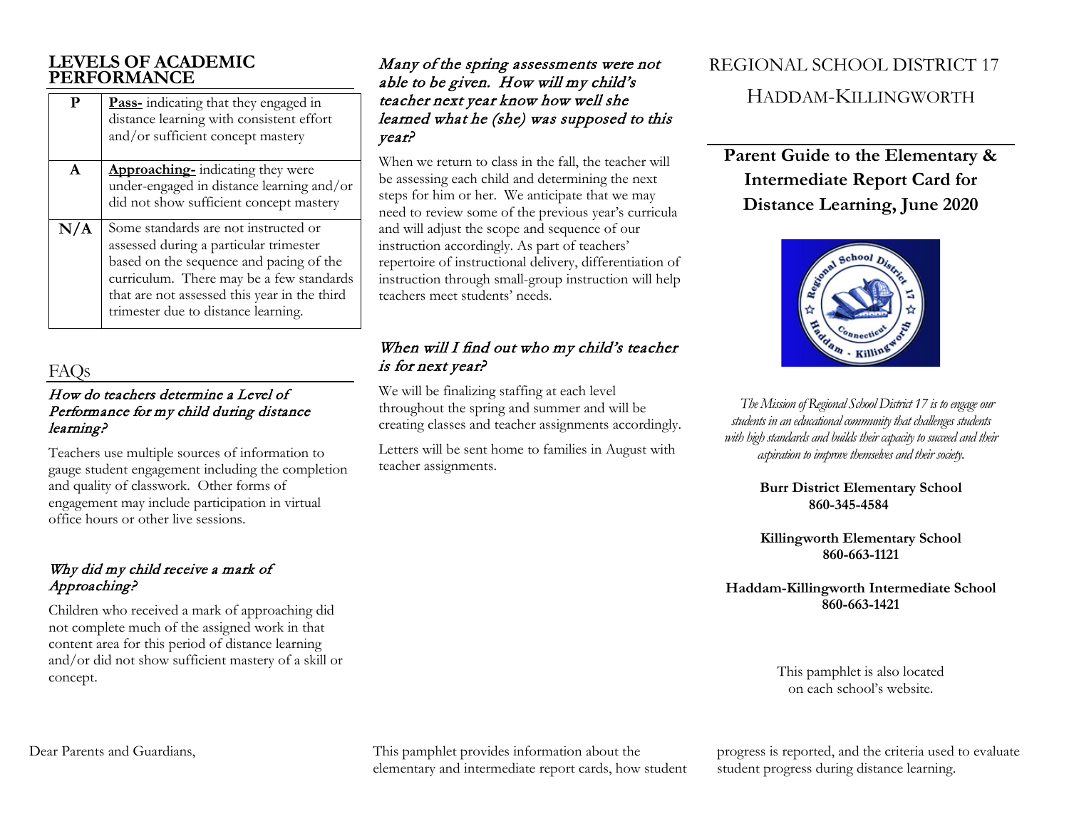# REGIONAL SCHOOL DISTRICT 17

# HADDAM-KILLINGWORTH

## Parent Guide to the Elementary & Intermediate Report Card for Distance Learning, June 2020

*The Mission of Regional School District 17 is to engage our students in an educational community that challenges students with high standards and builds their capacity to succeed and their aspiration to improve themselves and their society.*

**Burr District Elementary School**
**860-345-4584**

**Killingworth Elementary School**
**860-663-1121**

**Haddam-Killingworth Intermediate School**
**860-663-1421**

This pamphlet is also located on each school's website.

Dear Parents and Guardians,

This pamphlet provides information about the elementary and intermediate report cards, how student progress is reported, and the criteria used to evaluate student progress during distance learning.

## LEVELS OF ACADEMIC PERFORMANCE

| | |
|---|---|
| **P** | **Pass-** indicating that they engaged in distance learning with consistent effort and/or sufficient concept mastery |
| **A** | **Approaching-** indicating they were under-engaged in distance learning and/or did not show sufficient concept mastery |
| **N/A** | Some standards are not instructed or assessed during a particular trimester based on the sequence and pacing of the curriculum. There may be a few standards that are not assessed this year in the third trimester due to distance learning. |

## FAQs

### *How do teachers determine a Level of Performance for my child during distance learning?*

Teachers use multiple sources of information to gauge student engagement including the completion and quality of classwork. Other forms of engagement may include participation in virtual office hours or other live sessions.

### *Why did my child receive a mark of Approaching?*

Children who received a mark of approaching did not complete much of the assigned work in that content area for this period of distance learning and/or did not show sufficient mastery of a skill or concept.

### *Many of the spring assessments were not able to be given. How will my child's teacher next year know how well she learned what he (she) was supposed to this year?*

When we return to class in the fall, the teacher will be assessing each child and determining the next steps for him or her. We anticipate that we may need to review some of the previous year's curricula and will adjust the scope and sequence of our instruction accordingly. As part of teachers' repertoire of instructional delivery, differentiation of instruction through small-group instruction will help teachers meet students' needs.

### *When will I find out who my child's teacher is for next year?*

We will be finalizing staffing at each level throughout the spring and summer and will be creating classes and teacher assignments accordingly.

Letters will be sent home to families in August with teacher assignments.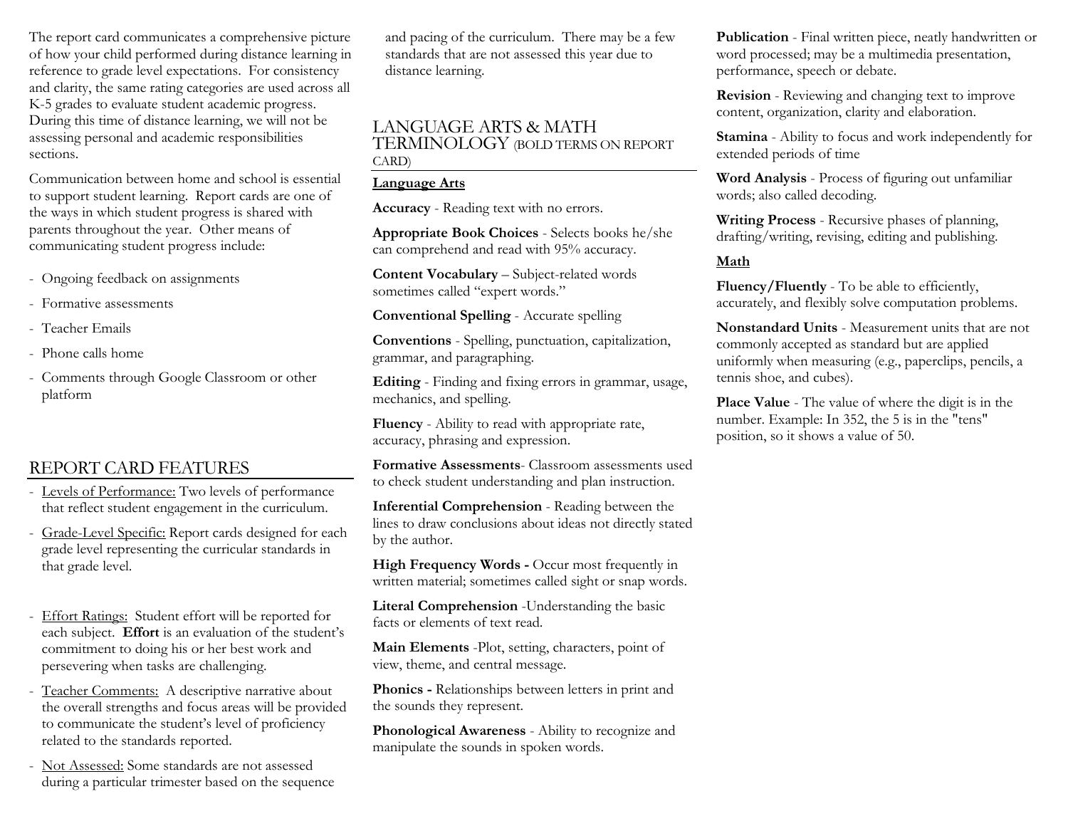The report card communicates a comprehensive picture of how your child performed during distance learning in reference to grade level expectations. For consistency and clarity, the same rating categories are used across all K-5 grades to evaluate student academic progress. During this time of distance learning, we will not be assessing personal and academic responsibilities sections.

Communication between home and school is essential to support student learning. Report cards are one of the ways in which student progress is shared with parents throughout the year. Other means of communicating student progress include:

- Ongoing feedback on assignments
- Formative assessments
- Teacher Emails
- Phone calls home
- Comments through Google Classroom or other platform

## REPORT CARD FEATURES

- Levels of Performance: Two levels of performance that reflect student engagement in the curriculum.
- Grade-Level Specific: Report cards designed for each grade level representing the curricular standards in that grade level.
- Effort Ratings: Student effort will be reported for each subject. **Effort** is an evaluation of the student's commitment to doing his or her best work and persevering when tasks are challenging.
- Teacher Comments: A descriptive narrative about the overall strengths and focus areas will be provided to communicate the student's level of proficiency related to the standards reported.
- Not Assessed: Some standards are not assessed during a particular trimester based on the sequence and pacing of the curriculum. There may be a few standards that are not assessed this year due to distance learning.

## LANGUAGE ARTS & MATH TERMINOLOGY (BOLD TERMS ON REPORT CARD)

### Language Arts

**Accuracy** - Reading text with no errors.

**Appropriate Book Choices** - Selects books he/she can comprehend and read with 95% accuracy.

**Content Vocabulary** – Subject-related words sometimes called "expert words."

**Conventional Spelling** - Accurate spelling

**Conventions** - Spelling, punctuation, capitalization, grammar, and paragraphing.

**Editing** - Finding and fixing errors in grammar, usage, mechanics, and spelling.

**Fluency** - Ability to read with appropriate rate, accuracy, phrasing and expression.

**Formative Assessments**- Classroom assessments used to check student understanding and plan instruction.

**Inferential Comprehension** - Reading between the lines to draw conclusions about ideas not directly stated by the author.

**High Frequency Words -** Occur most frequently in written material; sometimes called sight or snap words.

**Literal Comprehension** -Understanding the basic facts or elements of text read.

**Main Elements** -Plot, setting, characters, point of view, theme, and central message.

**Phonics -** Relationships between letters in print and the sounds they represent.

**Phonological Awareness** - Ability to recognize and manipulate the sounds in spoken words.

**Publication** - Final written piece, neatly handwritten or word processed; may be a multimedia presentation, performance, speech or debate.

**Revision** - Reviewing and changing text to improve content, organization, clarity and elaboration.

**Stamina** - Ability to focus and work independently for extended periods of time

**Word Analysis** - Process of figuring out unfamiliar words; also called decoding.

**Writing Process** - Recursive phases of planning, drafting/writing, revising, editing and publishing.

### Math

**Fluency/Fluently** - To be able to efficiently, accurately, and flexibly solve computation problems.

**Nonstandard Units** - Measurement units that are not commonly accepted as standard but are applied uniformly when measuring (e.g., paperclips, pencils, a tennis shoe, and cubes).

**Place Value** - The value of where the digit is in the number. Example: In 352, the 5 is in the "tens" position, so it shows a value of 50.